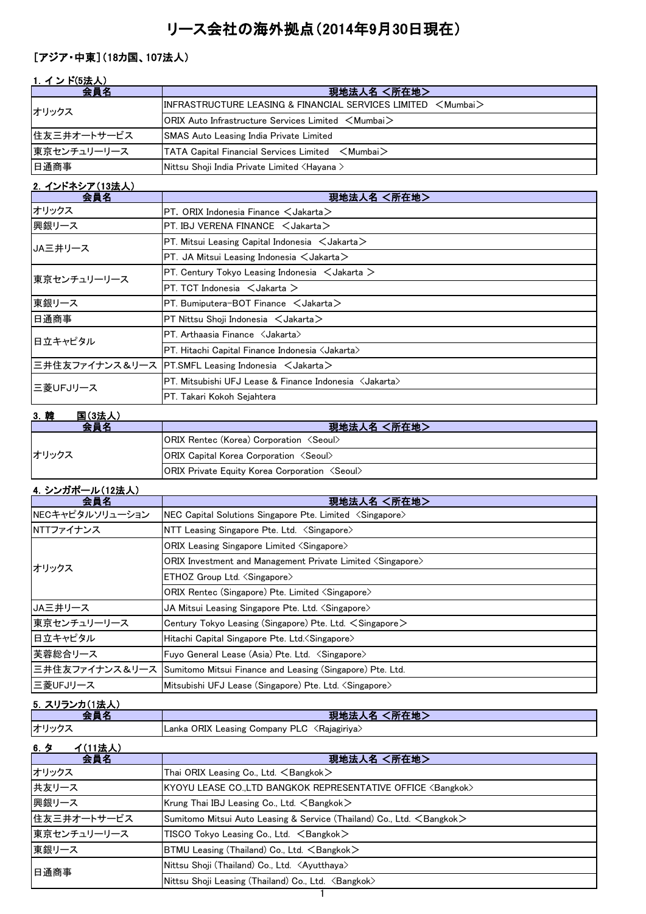# リース会社の海外拠点（2014年9月30日現在）

## ［アジア・中東］（18カ国、107法人）

### 1. インド(5法人)

| 会員名 | 現地法人名 <所在地> |
|---|---|
| オリックス | INFRASTRUCTURE LEASING & FINANCIAL SERVICES LIMITED ＜Mumbai＞ |
| | ORIX Auto Infrastructure Services Limited ＜Mumbai＞ |
| 住友三井オートサービス | SMAS Auto Leasing India Private Limited |
| 東京センチュリーリース | TATA Capital Financial Services Limited ＜Mumbai＞ |
| 日通商事 | Nittsu Shoji India Private Limited <Hayana > |

### 2. インドネシア（13法人）

| 会員名 | 現地法人名 <所在地> |
|---|---|
| オリックス | PT. ORIX Indonesia Finance ＜Jakarta＞ |
| 興銀リース | PT. IBJ VERENA FINANCE ＜Jakarta＞ |
| JA三井リース | PT. Mitsui Leasing Capital Indonesia ＜Jakarta＞ |
| | PT. JA Mitsui Leasing Indonesia ＜Jakarta＞ |
| 東京センチュリーリース | PT. Century Tokyo Leasing Indonesia ＜Jakarta ＞ |
| | PT. TCT Indonesia ＜Jakarta ＞ |
| 東銀リース | PT. Bumiputera-BOT Finance ＜Jakarta＞ |
| 日通商事 | PT Nittsu Shoji Indonesia ＜Jakarta＞ |
| 日立キャピタル | PT. Arthaasia Finance 〈Jakarta〉 |
| | PT. Hitachi Capital Finance Indonesia 〈Jakarta〉 |
| 三井住友ファイナンス＆リース | PT.SMFL Leasing Indonesia ＜Jakarta＞ |
| 三菱UFJリース | PT. Mitsubishi UFJ Lease & Finance Indonesia 〈Jakarta〉 |
| | PT. Takari Kokoh Sejahtera |

### 3. 韓　　国(3法人)

| 会員名 | 現地法人名 <所在地> |
|---|---|
| オリックス | ORIX Rentec (Korea) Corporation 〈Seoul〉 |
| | ORIX Capital Korea Corporation 〈Seoul〉 |
| | ORIX Private Equity Korea Corporation 〈Seoul〉 |

### 4. シンガポール（12法人）

| 会員名 | 現地法人名 <所在地> |
|---|---|
| NECキャピタルソリューション | NEC Capital Solutions Singapore Pte. Limited 〈Singapore〉 |
| NTTファイナンス | NTT Leasing Singapore Pte. Ltd. 〈Singapore〉 |
| オリックス | ORIX Leasing Singapore Limited 〈Singapore〉 |
| | ORIX Investment and Management Private Limited 〈Singapore〉 |
| | ETHOZ Group Ltd. 〈Singapore〉 |
| | ORIX Rentec (Singapore) Pte. Limited 〈Singapore〉 |
| JA三井リース | JA Mitsui Leasing Singapore Pte. Ltd. 〈Singapore〉 |
| 東京センチュリーリース | Century Tokyo Leasing (Singapore) Pte. Ltd. ＜Singapore＞ |
| 日立キャピタル | Hitachi Capital Singapore Pte. Ltd.〈Singapore〉 |
| 芙蓉総合リース | Fuyo General Lease (Asia) Pte. Ltd. 〈Singapore〉 |
| 三井住友ファイナンス＆リース | Sumitomo Mitsui Finance and Leasing (Singapore) Pte. Ltd. |
| 三菱UFJリース | Mitsubishi UFJ Lease (Singapore) Pte. Ltd. 〈Singapore〉 |

### 5. スリランカ(1法人)

| 会員名 | 現地法人名 <所在地> |
|---|---|
| オリックス | Lanka ORIX Leasing Company PLC 〈Rajagiriya〉 |

### 6. タ　　イ(11法人)

| 会員名 | 現地法人名 <所在地> |
|---|---|
| オリックス | Thai ORIX Leasing Co., Ltd. ＜Bangkok＞ |
| 共友リース | KYOYU LEASE CO.,LTD BANGKOK REPRESENTATIVE OFFICE 〈Bangkok〉 |
| 興銀リース | Krung Thai IBJ Leasing Co., Ltd. ＜Bangkok＞ |
| 住友三井オートサービス | Sumitomo Mitsui Auto Leasing & Service (Thailand) Co., Ltd. ＜Bangkok＞ |
| 東京センチュリーリース | TISCO Tokyo Leasing Co., Ltd. ＜Bangkok＞ |
| 東銀リース | BTMU Leasing (Thailand) Co., Ltd. ＜Bangkok＞ |
| 日通商事 | Nittsu Shoji (Thailand) Co., Ltd. 〈Ayutthaya〉 |
| | Nittsu Shoji Leasing (Thailand) Co., Ltd. 〈Bangkok〉 |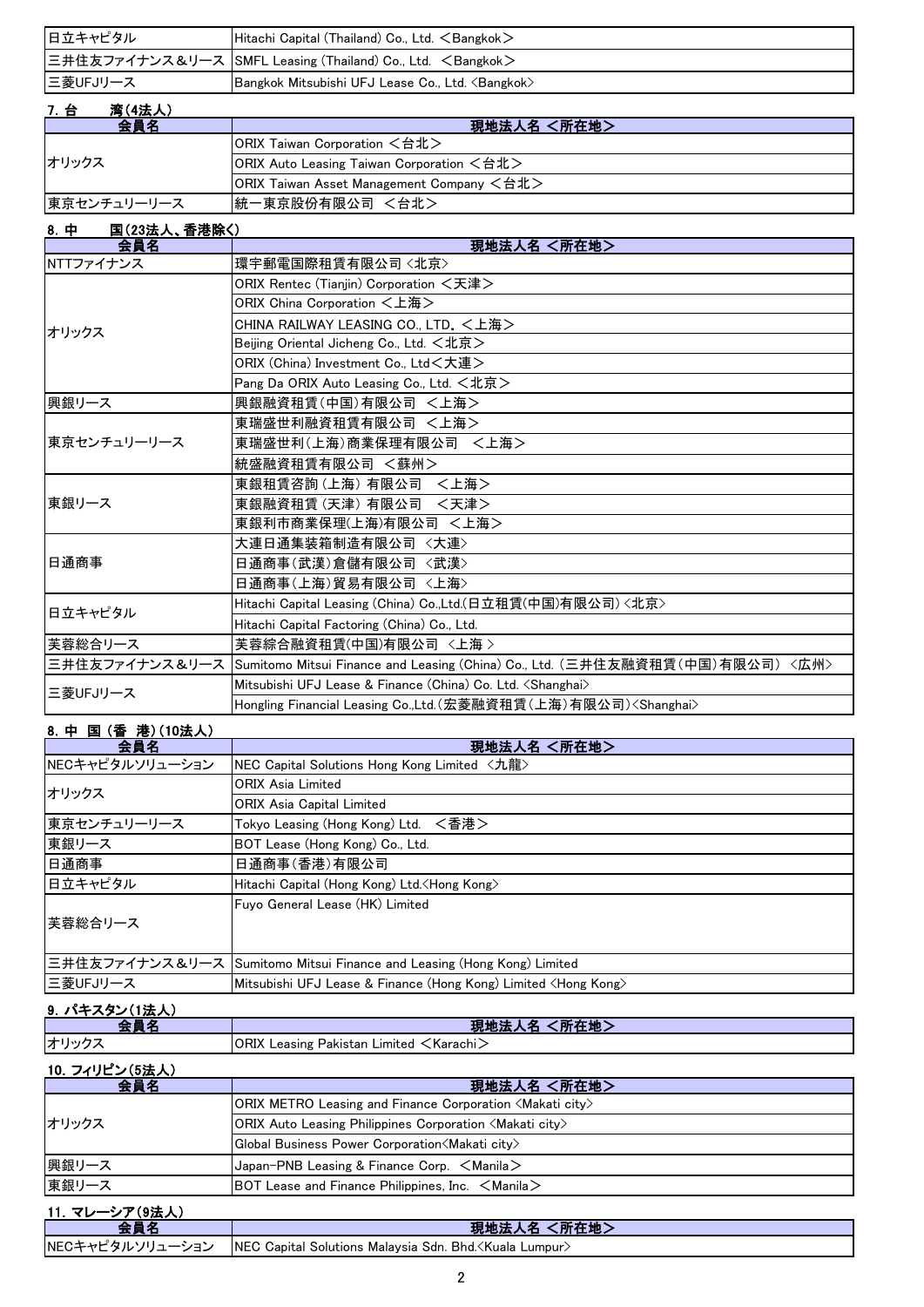| 会員名 | 現地法人名 <所在地> |
|---|---|
| 日立キャピタル | Hitachi Capital (Thailand) Co., Ltd. ＜Bangkok＞ |
| 三井住友ファイナンス＆リース | SMFL Leasing (Thailand) Co., Ltd. ＜Bangkok＞ |
| 三菱UFJリース | Bangkok Mitsubishi UFJ Lease Co., Ltd. <Bangkok> |

## 7. 台　　湾(4法人)

| 会員名 | 現地法人名 <所在地> |
|---|---|
| オリックス | ORIX Taiwan Corporation ＜台北＞ |
| | ORIX Auto Leasing Taiwan Corporation ＜台北＞ |
| | ORIX Taiwan Asset Management Company ＜台北＞ |
| 東京センチュリーリース | 統一東京股份有限公司 ＜台北＞ |

## 8. 中　　国(23法人、香港除く)

| 会員名 | 現地法人名 <所在地> |
|---|---|
| NTTファイナンス | 環宇郵電国際租賃有限公司 <北京> |
| オリックス | ORIX Rentec (Tianjin) Corporation ＜天津＞ |
| | ORIX China Corporation ＜上海＞ |
| | CHINA RAILWAY LEASING CO., LTD. ＜上海＞ |
| | Beijing Oriental Jicheng Co., Ltd. ＜北京＞ |
| | ORIX (China) Investment Co., Ltd＜大連＞ |
| | Pang Da ORIX Auto Leasing Co., Ltd. ＜北京＞ |
| 興銀リース | 興銀融資租賃(中国)有限公司 ＜上海＞ |
| 東京センチュリーリース | 東瑞盛世利融資租賃有限公司 ＜上海＞ |
| | 東瑞盛世利(上海)商業保理有限公司 ＜上海＞ |
| | 統盛融資租賃有限公司 ＜蘇州＞ |
| 東銀リース | 東銀租賃咨詢(上海) 有限公司 ＜上海＞ |
| | 東銀融資租賃(天津) 有限公司 ＜天津＞ |
| | 東銀利市商業保理(上海)有限公司 ＜上海＞ |
| 日通商事 | 大連日通集装箱制造有限公司 <大連> |
| | 日通商事(武漢)倉儲有限公司 <武漢> |
| | 日通商事(上海)貿易有限公司 <上海> |
| 日立キャピタル | Hitachi Capital Leasing (China) Co.,Ltd.(日立租賃(中国)有限公司) <北京> |
| | Hitachi Capital Factoring (China) Co., Ltd. |
| 芙蓉総合リース | 芙蓉綜合融資租賃(中国)有限公司 <上海 > |
| 三井住友ファイナンス＆リース | Sumitomo Mitsui Finance and Leasing (China) Co., Ltd. (三井住友融資租賃(中国)有限公司) <広州> |
| 三菱UFJリース | Mitsubishi UFJ Lease & Finance (China) Co. Ltd. <Shanghai> |
| | Hongling Financial Leasing Co.,Ltd.(宏菱融資租賃(上海)有限公司)<Shanghai> |

## 8. 中 国 (香 港)(10法人)

| 会員名 | 現地法人名 <所在地> |
|---|---|
| NECキャピタルソリューション | NEC Capital Solutions Hong Kong Limited <九龍> |
| オリックス | ORIX Asia Limited |
| | ORIX Asia Capital Limited |
| 東京センチュリーリース | Tokyo Leasing (Hong Kong) Ltd. ＜香港＞ |
| 東銀リース | BOT Lease (Hong Kong) Co., Ltd. |
| 日通商事 | 日通商事(香港)有限公司 |
| 日立キャピタル | Hitachi Capital (Hong Kong) Ltd.<Hong Kong> |
| 芙蓉総合リース | Fuyo General Lease (HK) Limited |
| 三井住友ファイナンス＆リース | Sumitomo Mitsui Finance and Leasing (Hong Kong) Limited |
| 三菱UFJリース | Mitsubishi UFJ Lease & Finance (Hong Kong) Limited <Hong Kong> |

## 9. パキスタン(1法人)

| 会員名 | 現地法人名 <所在地> |
|---|---|
| オリックス | ORIX Leasing Pakistan Limited ＜Karachi＞ |

## 10. フィリピン(5法人)

| 会員名 | 現地法人名 <所在地> |
|---|---|
| オリックス | ORIX METRO Leasing and Finance Corporation <Makati city> |
| | ORIX Auto Leasing Philippines Corporation <Makati city> |
| | Global Business Power Corporation<Makati city> |
| 興銀リース | Japan-PNB Leasing & Finance Corp. ＜Manila＞ |
| 東銀リース | BOT Lease and Finance Philippines, Inc. ＜Manila＞ |

## 11. マレーシア(9法人)

| 会員名 | 現地法人名 <所在地> |
|---|---|
| NECキャピタルソリューション | NEC Capital Solutions Malaysia Sdn. Bhd.<Kuala Lumpur> |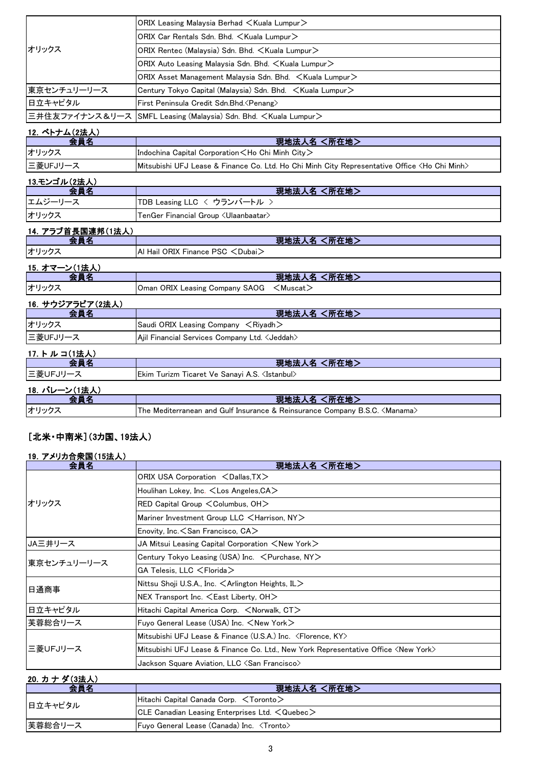| 会員名 | 現地法人名 <所在地> |
|---|---|
| オリックス | ORIX Leasing Malaysia Berhad ＜Kuala Lumpur＞ |
| | ORIX Car Rentals Sdn. Bhd. ＜Kuala Lumpur＞ |
| | ORIX Rentec (Malaysia) Sdn. Bhd. ＜Kuala Lumpur＞ |
| | ORIX Auto Leasing Malaysia Sdn. Bhd. ＜Kuala Lumpur＞ |
| | ORIX Asset Management Malaysia Sdn. Bhd. ＜Kuala Lumpur＞ |
| 東京センチュリーリース | Century Tokyo Capital (Malaysia) Sdn. Bhd. ＜Kuala Lumpur＞ |
| 日立キャピタル | First Peninsula Credit Sdn.Bhd.<Penang> |
| 三井住友ファイナンス＆リース | SMFL Leasing (Malaysia) Sdn. Bhd. ＜Kuala Lumpur＞ |

**12. ベトナム(2法人)**

| 会員名 | 現地法人名 <所在地> |
|---|---|
| オリックス | Indochina Capital Corporation＜Ho Chi Minh City＞ |
| 三菱UFJリース | Mitsubishi UFJ Lease & Finance Co. Ltd. Ho Chi Minh City Representative Office <Ho Chi Minh> |

**13.モンゴル(2法人)**

| 会員名 | 現地法人名 <所在地> |
|---|---|
| エムジーリース | TDB Leasing LLC ＜ ウランバートル ＞ |
| オリックス | TenGer Financial Group <Ulaanbaatar> |

**14. アラブ首長国連邦(1法人)**

| 会員名 | 現地法人名 <所在地> |
|---|---|
| オリックス | Al Hail ORIX Finance PSC ＜Dubai＞ |

**15. オマーン(1法人)**

| 会員名 | 現地法人名 <所在地> |
|---|---|
| オリックス | Oman ORIX Leasing Company SAOG ＜Muscat＞ |

**16. サウジアラビア(2法人)**

| 会員名 | 現地法人名 <所在地> |
|---|---|
| オリックス | Saudi ORIX Leasing Company ＜Riyadh＞ |
| 三菱UFJリース | Ajil Financial Services Company Ltd. <Jeddah> |

**17. トルコ(1法人)**

| 会員名 | 現地法人名 <所在地> |
|---|---|
| 三菱UFJリース | Ekim Turizm Ticaret Ve Sanayi A.S. <Istanbul> |

**18. バレーン(1法人)**

| 会員名 | 現地法人名 <所在地> |
|---|---|
| オリックス | The Mediterranean and Gulf Insurance & Reinsurance Company B.S.C. <Manama> |

## [北米・中南米](3カ国、19法人)

**19. アメリカ合衆国(15法人)**

| 会員名 | 現地法人名 <所在地> |
|---|---|
| オリックス | ORIX USA Corporation ＜Dallas,TX＞ |
| | Houlihan Lokey, Inc. ＜Los Angeles,CA＞ |
| | RED Capital Group ＜Columbus, OH＞ |
| | Mariner Investment Group LLC ＜Harrison, NY＞ |
| | Enovity, Inc.＜San Francisco, CA＞ |
| JA三井リース | JA Mitsui Leasing Capital Corporation ＜New York＞ |
| 東京センチュリーリース | Century Tokyo Leasing (USA) Inc. ＜Purchase, NY＞ |
| | GA Telesis, LLC ＜Florida＞ |
| 日通商事 | Nittsu Shoji U.S.A., Inc. ＜Arlington Heights, IL＞ |
| | NEX Transport Inc. ＜East Liberty, OH＞ |
| 日立キャピタル | Hitachi Capital America Corp. ＜Norwalk, CT＞ |
| 芙蓉総合リース | Fuyo General Lease (USA) Inc. ＜New York＞ |
| 三菱UFJリース | Mitsubishi UFJ Lease & Finance (U.S.A.) Inc. <Florence, KY> |
| | Mitsubishi UFJ Lease & Finance Co. Ltd., New York Representative Office <New York> |
| | Jackson Square Aviation, LLC <San Francisco> |

**20. カナダ(3法人)**

| 会員名 | 現地法人名 <所在地> |
|---|---|
| 日立キャピタル | Hitachi Capital Canada Corp. ＜Toronto＞ |
| | CLE Canadian Leasing Enterprises Ltd. ＜Quebec＞ |
| 芙蓉総合リース | Fuyo General Lease (Canada) Inc. <Tronto> |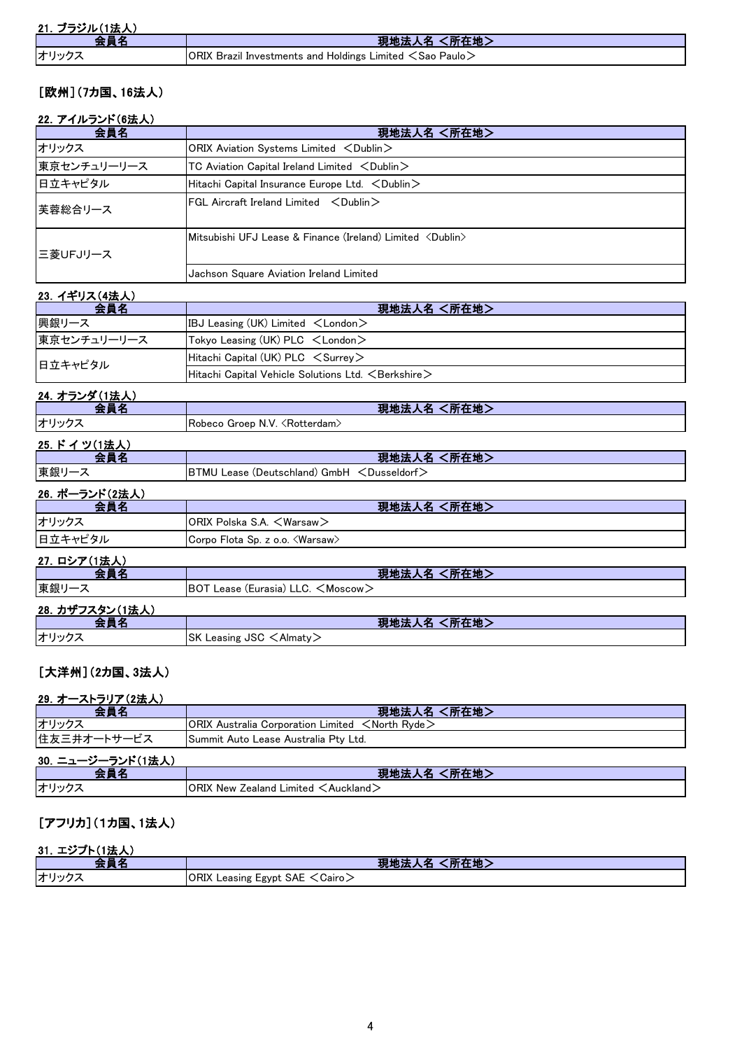#### 21. ブラジル(1法人)

| 会員名 | 現地法人名 <所在地> |
| --- | --- |
| オリックス | ORIX Brazil Investments and Holdings Limited <Sao Paulo> |

### [欧州](7カ国、16法人)

#### 22. アイルランド(6法人)

| 会員名 | 現地法人名 <所在地> |
| --- | --- |
| オリックス | ORIX Aviation Systems Limited <Dublin> |
| 東京センチュリーリース | TC Aviation Capital Ireland Limited <Dublin> |
| 日立キャピタル | Hitachi Capital Insurance Europe Ltd. <Dublin> |
| 芙蓉総合リース | FGL Aircraft Ireland Limited <Dublin> |
| 三菱UFJリース | Mitsubishi UFJ Lease & Finance (Ireland) Limited <Dublin> |
| | Jachson Square Aviation Ireland Limited |

#### 23. イギリス(4法人)

| 会員名 | 現地法人名 <所在地> |
| --- | --- |
| 興銀リース | IBJ Leasing (UK) Limited <London> |
| 東京センチュリーリース | Tokyo Leasing (UK) PLC <London> |
| 日立キャピタル | Hitachi Capital (UK) PLC <Surrey> |
| | Hitachi Capital Vehicle Solutions Ltd. <Berkshire> |

#### 24. オランダ(1法人)

| 会員名 | 現地法人名 <所在地> |
| --- | --- |
| オリックス | Robeco Groep N.V. <Rotterdam> |

#### 25. ドイツ(1法人)

| 会員名 | 現地法人名 <所在地> |
| --- | --- |
| 東銀リース | BTMU Lease (Deutschland) GmbH <Dusseldorf> |

#### 26. ポーランド(2法人)

| 会員名 | 現地法人名 <所在地> |
| --- | --- |
| オリックス | ORIX Polska S.A. <Warsaw> |
| 日立キャピタル | Corpo Flota Sp. z o.o. <Warsaw> |

#### 27. ロシア(1法人)

| 会員名 | 現地法人名 <所在地> |
| --- | --- |
| 東銀リース | BOT Lease (Eurasia) LLC. <Moscow> |

#### 28. カザフスタン(1法人)

| 会員名 | 現地法人名 <所在地> |
| --- | --- |
| オリックス | SK Leasing JSC <Almaty> |

### [大洋州](2カ国、3法人)

#### 29. オーストラリア(2法人)

| 会員名 | 現地法人名 <所在地> |
| --- | --- |
| オリックス | ORIX Australia Corporation Limited <North Ryde> |
| 住友三井オートサービス | Summit Auto Lease Australia Pty Ltd. |

#### 30. ニュージーランド(1法人)

| 会員名 | 現地法人名 <所在地> |
| --- | --- |
| オリックス | ORIX New Zealand Limited <Auckland> |

### [アフリカ](1カ国、1法人)

#### 31. エジプト(1法人)

| 会員名 | 現地法人名 <所在地> |
| --- | --- |
| オリックス | ORIX Leasing Egypt SAE <Cairo> |